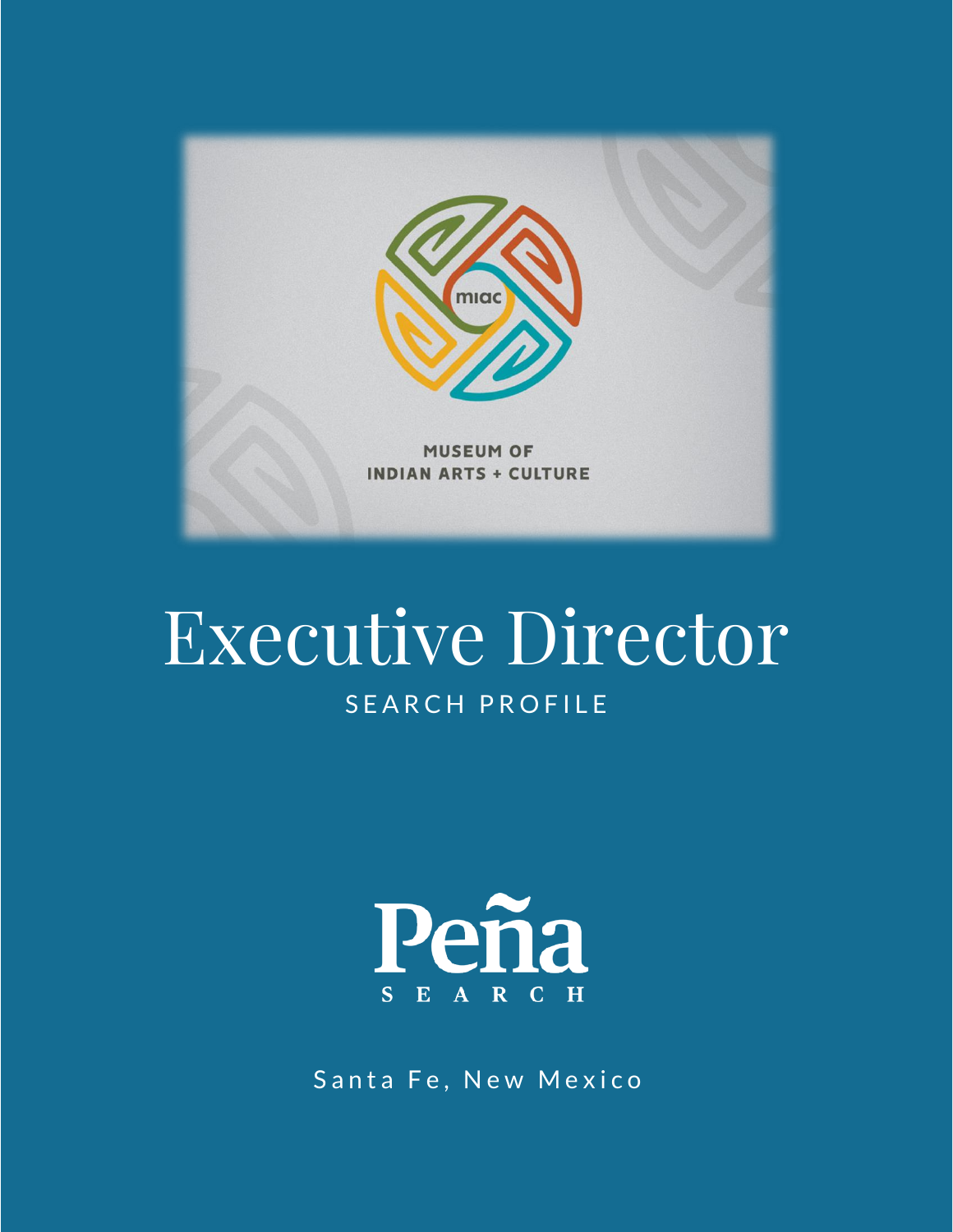miac

MUSEUM OF
INDIAN ARTS + CULTURE

# Executive Director

SEARCH PROFILE

Peña
SEARCH

Santa Fe, New Mexico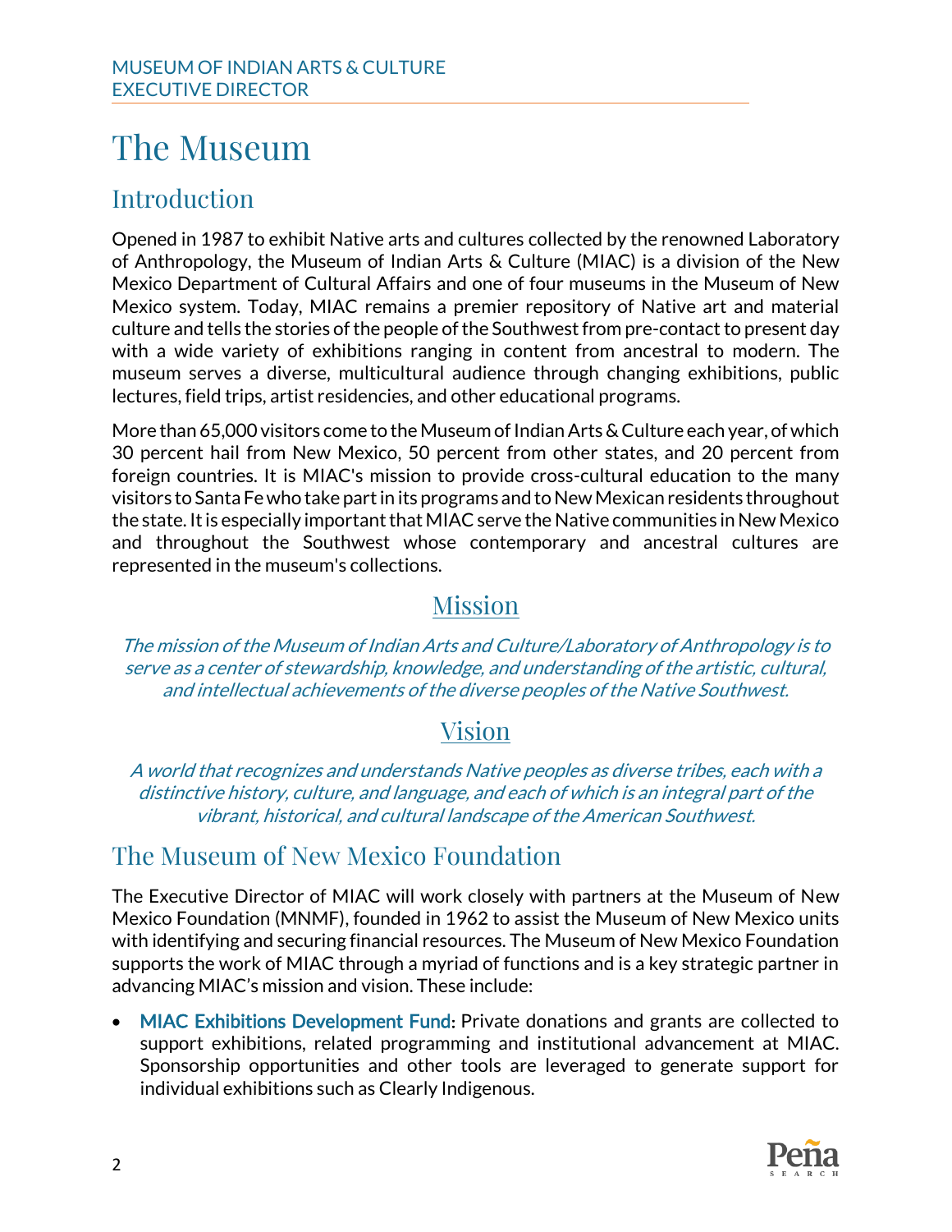# The Museum

## Introduction

Opened in 1987 to exhibit Native arts and cultures collected by the renowned Laboratory of Anthropology, the Museum of Indian Arts & Culture (MIAC) is a division of the New Mexico Department of Cultural Affairs and one of four museums in the Museum of New Mexico system. Today, MIAC remains a premier repository of Native art and material culture and tells the stories of the people of the Southwest from pre-contact to present day with a wide variety of exhibitions ranging in content from ancestral to modern. The museum serves a diverse, multicultural audience through changing exhibitions, public lectures, field trips, artist residencies, and other educational programs.

More than 65,000 visitors come to the Museum of Indian Arts & Culture each year, of which 30 percent hail from New Mexico, 50 percent from other states, and 20 percent from foreign countries. It is MIAC's mission to provide cross-cultural education to the many visitors to Santa Fe who take part in its programs and to New Mexican residents throughout the state. It is especially important that MIAC serve the Native communities in New Mexico and throughout the Southwest whose contemporary and ancestral cultures are represented in the museum's collections.

### Mission

*The mission of the Museum of Indian Arts and Culture/Laboratory of Anthropology is to serve as a center of stewardship, knowledge, and understanding of the artistic, cultural, and intellectual achievements of the diverse peoples of the Native Southwest.*

### Vision

*A world that recognizes and understands Native peoples as diverse tribes, each with a distinctive history, culture, and language, and each of which is an integral part of the vibrant, historical, and cultural landscape of the American Southwest.*

## The Museum of New Mexico Foundation

The Executive Director of MIAC will work closely with partners at the Museum of New Mexico Foundation (MNMF), founded in 1962 to assist the Museum of New Mexico units with identifying and securing financial resources. The Museum of New Mexico Foundation supports the work of MIAC through a myriad of functions and is a key strategic partner in advancing MIAC's mission and vision. These include:

- MIAC Exhibitions Development Fund: Private donations and grants are collected to support exhibitions, related programming and institutional advancement at MIAC. Sponsorship opportunities and other tools are leveraged to generate support for individual exhibitions such as Clearly Indigenous.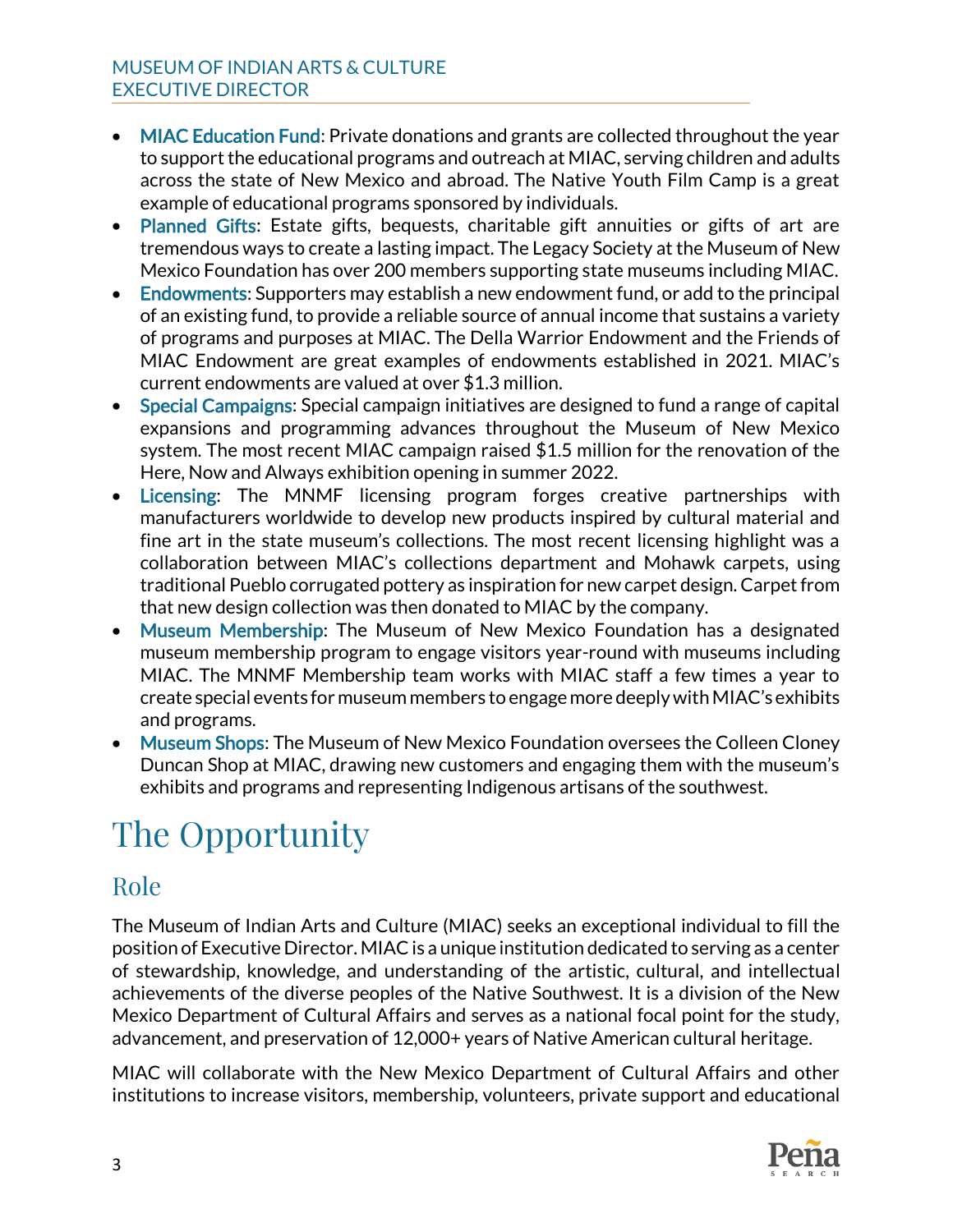- **MIAC Education Fund**: Private donations and grants are collected throughout the year to support the educational programs and outreach at MIAC, serving children and adults across the state of New Mexico and abroad. The Native Youth Film Camp is a great example of educational programs sponsored by individuals.
- **Planned Gifts**: Estate gifts, bequests, charitable gift annuities or gifts of art are tremendous ways to create a lasting impact. The Legacy Society at the Museum of New Mexico Foundation has over 200 members supporting state museums including MIAC.
- **Endowments**: Supporters may establish a new endowment fund, or add to the principal of an existing fund, to provide a reliable source of annual income that sustains a variety of programs and purposes at MIAC. The Della Warrior Endowment and the Friends of MIAC Endowment are great examples of endowments established in 2021. MIAC's current endowments are valued at over $1.3 million.
- **Special Campaigns**: Special campaign initiatives are designed to fund a range of capital expansions and programming advances throughout the Museum of New Mexico system. The most recent MIAC campaign raised $1.5 million for the renovation of the Here, Now and Always exhibition opening in summer 2022.
- **Licensing**: The MNMF licensing program forges creative partnerships with manufacturers worldwide to develop new products inspired by cultural material and fine art in the state museum's collections. The most recent licensing highlight was a collaboration between MIAC's collections department and Mohawk carpets, using traditional Pueblo corrugated pottery as inspiration for new carpet design. Carpet from that new design collection was then donated to MIAC by the company.
- **Museum Membership**: The Museum of New Mexico Foundation has a designated museum membership program to engage visitors year-round with museums including MIAC. The MNMF Membership team works with MIAC staff a few times a year to create special events for museum members to engage more deeply with MIAC's exhibits and programs.
- **Museum Shops**: The Museum of New Mexico Foundation oversees the Colleen Cloney Duncan Shop at MIAC, drawing new customers and engaging them with the museum's exhibits and programs and representing Indigenous artisans of the southwest.

# The Opportunity

## Role

The Museum of Indian Arts and Culture (MIAC) seeks an exceptional individual to fill the position of Executive Director. MIAC is a unique institution dedicated to serving as a center of stewardship, knowledge, and understanding of the artistic, cultural, and intellectual achievements of the diverse peoples of the Native Southwest. It is a division of the New Mexico Department of Cultural Affairs and serves as a national focal point for the study, advancement, and preservation of 12,000+ years of Native American cultural heritage.

MIAC will collaborate with the New Mexico Department of Cultural Affairs and other institutions to increase visitors, membership, volunteers, private support and educational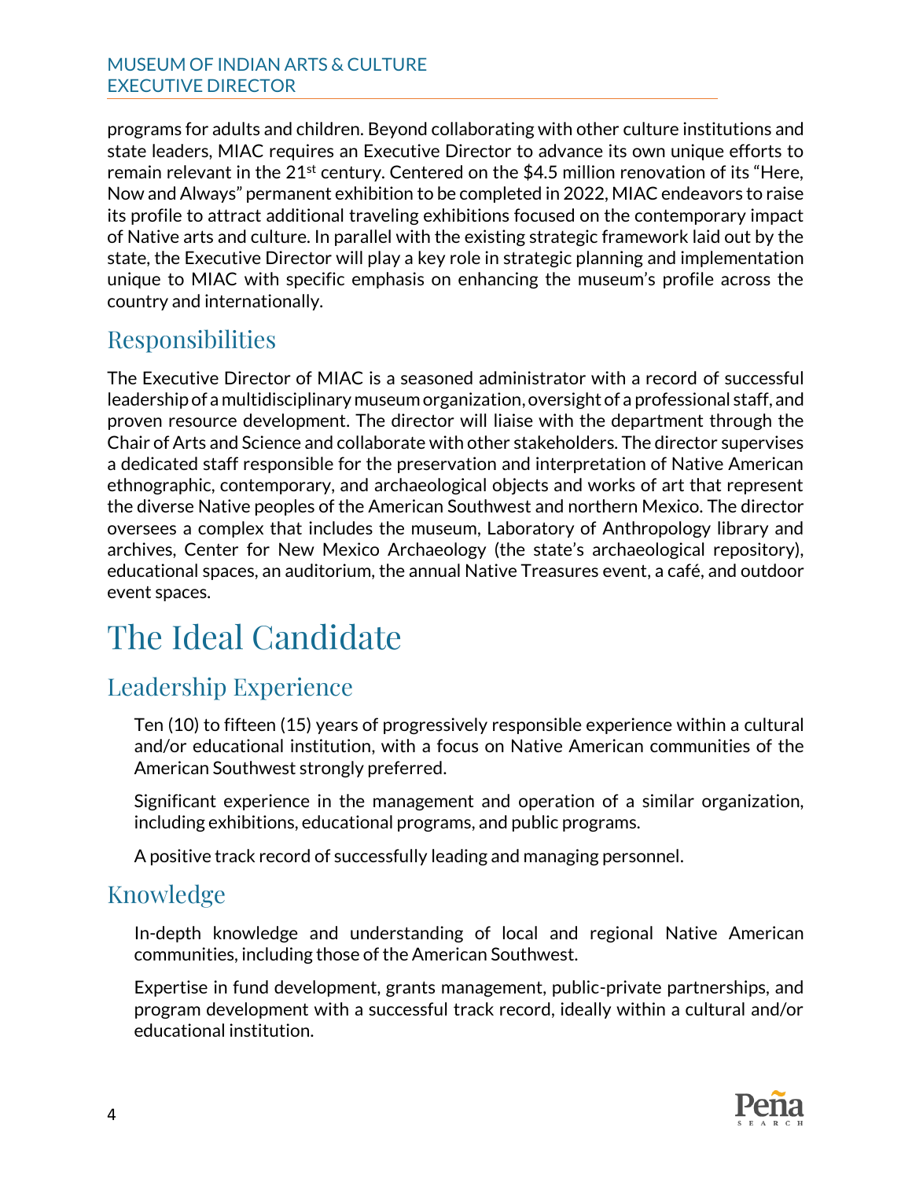programs for adults and children. Beyond collaborating with other culture institutions and state leaders, MIAC requires an Executive Director to advance its own unique efforts to remain relevant in the 21st century. Centered on the $4.5 million renovation of its "Here, Now and Always" permanent exhibition to be completed in 2022, MIAC endeavors to raise its profile to attract additional traveling exhibitions focused on the contemporary impact of Native arts and culture. In parallel with the existing strategic framework laid out by the state, the Executive Director will play a key role in strategic planning and implementation unique to MIAC with specific emphasis on enhancing the museum's profile across the country and internationally.

## Responsibilities

The Executive Director of MIAC is a seasoned administrator with a record of successful leadership of a multidisciplinary museum organization, oversight of a professional staff, and proven resource development. The director will liaise with the department through the Chair of Arts and Science and collaborate with other stakeholders. The director supervises a dedicated staff responsible for the preservation and interpretation of Native American ethnographic, contemporary, and archaeological objects and works of art that represent the diverse Native peoples of the American Southwest and northern Mexico. The director oversees a complex that includes the museum, Laboratory of Anthropology library and archives, Center for New Mexico Archaeology (the state's archaeological repository), educational spaces, an auditorium, the annual Native Treasures event, a café, and outdoor event spaces.

# The Ideal Candidate

## Leadership Experience

Ten (10) to fifteen (15) years of progressively responsible experience within a cultural and/or educational institution, with a focus on Native American communities of the American Southwest strongly preferred.

Significant experience in the management and operation of a similar organization, including exhibitions, educational programs, and public programs.

A positive track record of successfully leading and managing personnel.

## Knowledge

In-depth knowledge and understanding of local and regional Native American communities, including those of the American Southwest.

Expertise in fund development, grants management, public-private partnerships, and program development with a successful track record, ideally within a cultural and/or educational institution.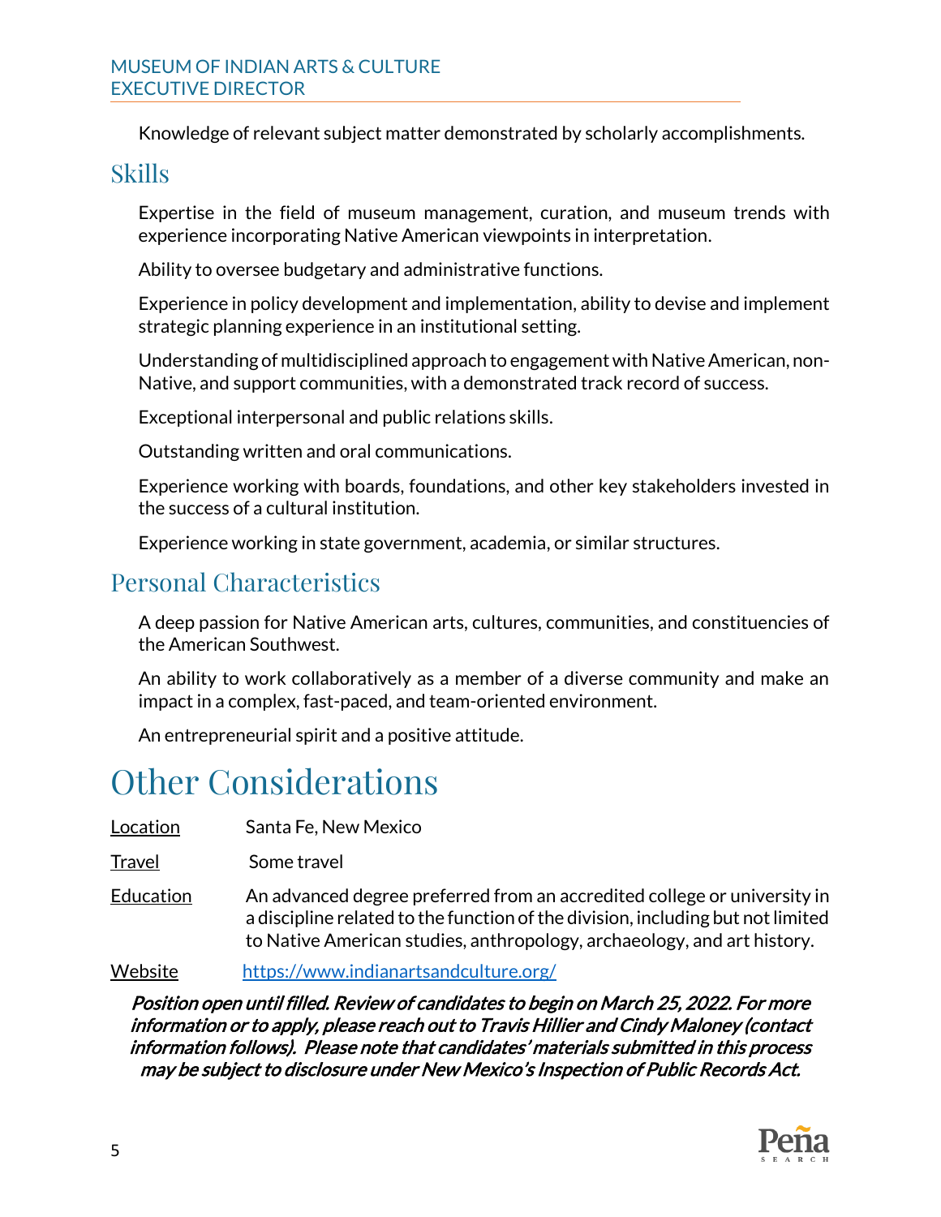Knowledge of relevant subject matter demonstrated by scholarly accomplishments.

## Skills

Expertise in the field of museum management, curation, and museum trends with experience incorporating Native American viewpoints in interpretation.

Ability to oversee budgetary and administrative functions.

Experience in policy development and implementation, ability to devise and implement strategic planning experience in an institutional setting.

Understanding of multidisciplined approach to engagement with Native American, non-Native, and support communities, with a demonstrated track record of success.

Exceptional interpersonal and public relations skills.

Outstanding written and oral communications.

Experience working with boards, foundations, and other key stakeholders invested in the success of a cultural institution.

Experience working in state government, academia, or similar structures.

## Personal Characteristics

A deep passion for Native American arts, cultures, communities, and constituencies of the American Southwest.

An ability to work collaboratively as a member of a diverse community and make an impact in a complex, fast-paced, and team-oriented environment.

An entrepreneurial spirit and a positive attitude.

# Other Considerations

| | |
|---|---|
| Location | Santa Fe, New Mexico |
| Travel | Some travel |
| Education | An advanced degree preferred from an accredited college or university in a discipline related to the function of the division, including but not limited to Native American studies, anthropology, archaeology, and art history. |
| Website | https://www.indianartsandculture.org/ |

***Position open until filled. Review of candidates to begin on March 25, 2022. For more information or to apply, please reach out to Travis Hillier and Cindy Maloney (contact information follows). Please note that candidates' materials submitted in this process may be subject to disclosure under New Mexico's Inspection of Public Records Act.***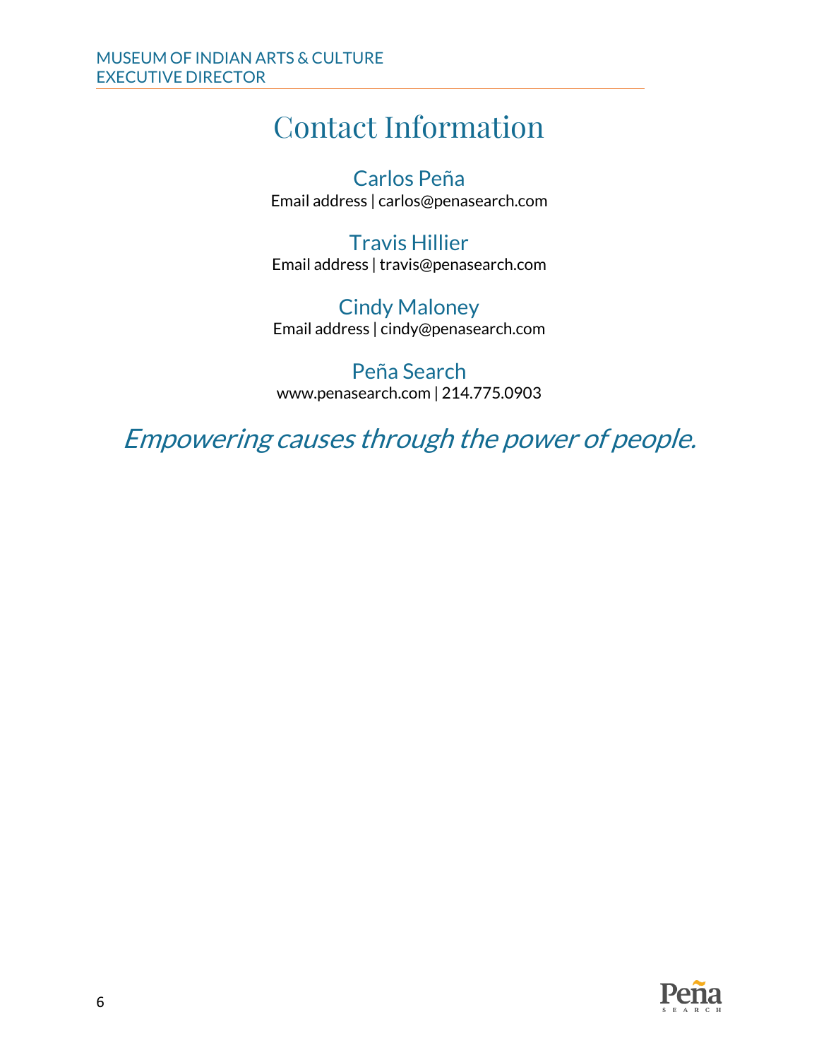# Contact Information

### Carlos Peña

Email address | carlos@penasearch.com

### Travis Hillier

Email address | travis@penasearch.com

### Cindy Maloney

Email address | cindy@penasearch.com

### Peña Search

www.penasearch.com | 214.775.0903

*Empowering causes through the power of people.*